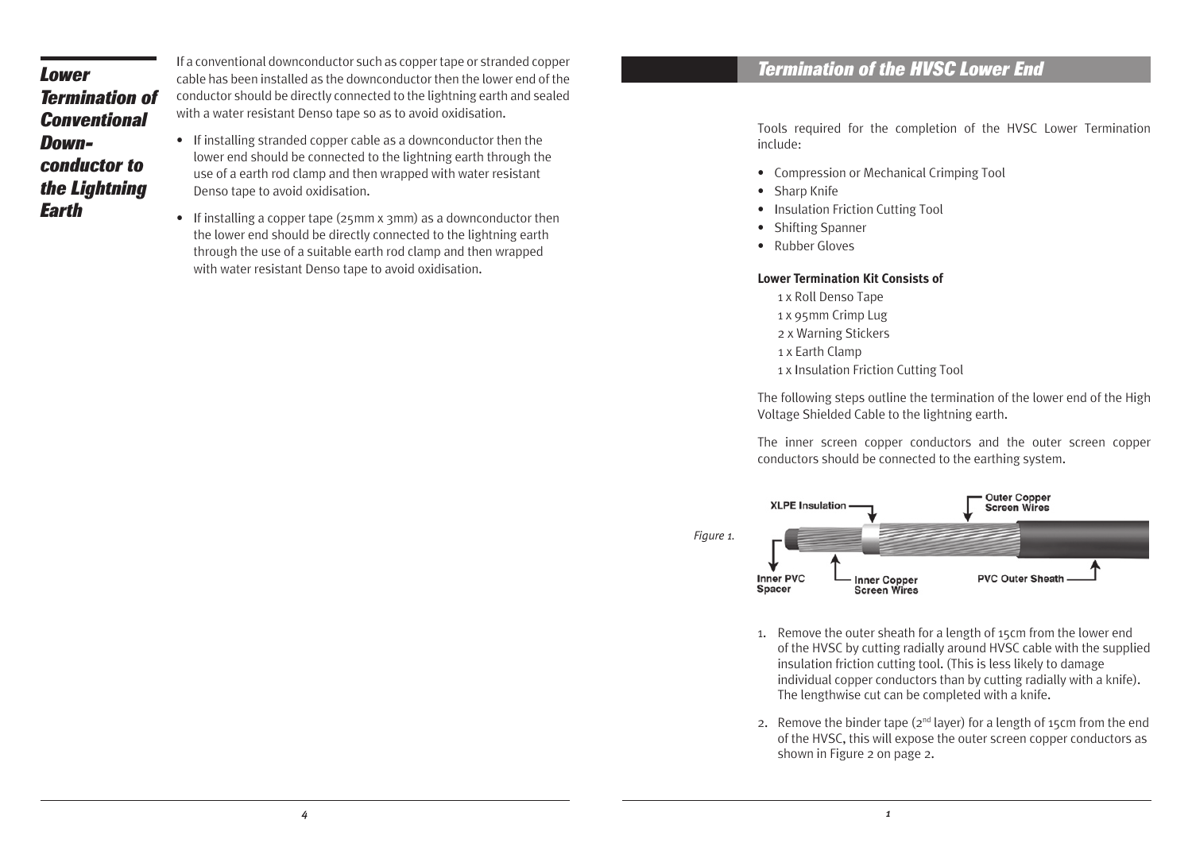## Lower Termination of Conventional Down-conductor to the Lightning Earth

If a conventional downconductor such as copper tape or stranded copper cable has been installed as the downconductor then the lower end of the conductor should be directly connected to the lightning earth and sealed with a water resistant Denso tape so as to avoid oxidisation.

- If installing stranded copper cable as a downconductor then the lower end should be connected to the lightning earth through the use of a earth rod clamp and then wrapped with water resistant Denso tape to avoid oxidisation.
- If installing a copper tape (25mm x 3mm) as a downconductor then the lower end should be directly connected to the lightning earth through the use of a suitable earth rod clamp and then wrapped with water resistant Denso tape to avoid oxidisation.

## Termination of the HVSC Lower End

Tools required for the completion of the HVSC Lower Termination include:

- Compression or Mechanical Crimping Tool
- Sharp Knife
- Insulation Friction Cutting Tool
- Shifting Spanner
- Rubber Gloves

**Lower Termination Kit Consists of**

1 x Roll Denso Tape
1 x 95mm Crimp Lug
2 x Warning Stickers
1 x Earth Clamp
1 x Insulation Friction Cutting Tool

The following steps outline the termination of the lower end of the High Voltage Shielded Cable to the lightning earth.

The inner screen copper conductors and the outer screen copper conductors should be connected to the earthing system.

Figure 1.

XLPE Insulation, Outer Copper Screen Wires, Inner PVC Spacer, Inner Copper Screen Wires, PVC Outer Sheath

1. Remove the outer sheath for a length of 15cm from the lower end of the HVSC by cutting radially around HVSC cable with the supplied insulation friction cutting tool. (This is less likely to damage individual copper conductors than by cutting radially with a knife). The lengthwise cut can be completed with a knife.
2. Remove the binder tape (2nd layer) for a length of 15cm from the end of the HVSC, this will expose the outer screen copper conductors as shown in Figure 2 on page 2.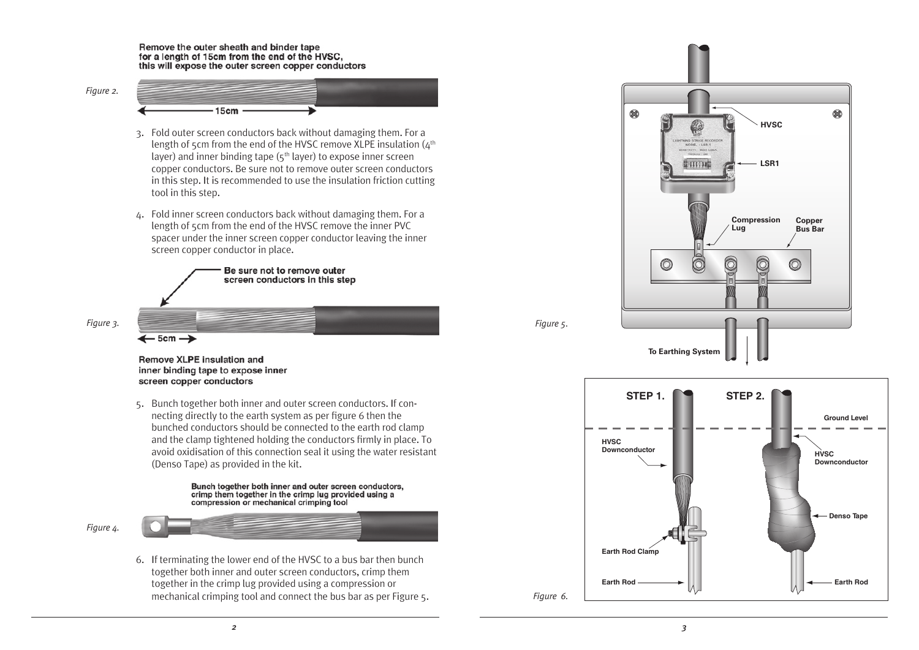Remove the outer sheath and binder tape for a length of 15cm from the end of the HVSC, this will expose the outer screen copper conductors

15cm

*Figure 2.*

3. Fold outer screen conductors back without damaging them. For a length of 5cm from the end of the HVSC remove XLPE insulation (4th layer) and inner binding tape (5th layer) to expose inner screen copper conductors. Be sure not to remove outer screen conductors in this step. It is recommended to use the insulation friction cutting tool in this step.

4. Fold inner screen conductors back without damaging them. For a length of 5cm from the end of the HVSC remove the inner PVC spacer under the inner screen copper conductor leaving the inner screen copper conductor in place.

Be sure not to remove outer screen conductors in this step

5cm

*Figure 3.*

Remove XLPE insulation and inner binding tape to expose inner screen copper conductors

5. Bunch together both inner and outer screen conductors. If connecting directly to the earth system as per figure 6 then the bunched conductors should be connected to the earth rod clamp and the clamp tightened holding the conductors firmly in place. To avoid oxidisation of this connection seal it using the water resistant (Denso Tape) as provided in the kit.

Bunch together both inner and outer screen conductors, crimp them together in the crimp lug provided using a compression or mechanical crimping tool

*Figure 4.*

6. If terminating the lower end of the HVSC to a bus bar then bunch together both inner and outer screen conductors, crimp them together in the crimp lug provided using a compression or mechanical crimping tool and connect the bus bar as per Figure 5.

HVSC

LSR1

Compression Lug

Copper Bus Bar

To Earthing System

*Figure 5.*

STEP 1.

STEP 2.

Ground Level

HVSC Downconductor

HVSC Downconductor

Denso Tape

Earth Rod Clamp

Earth Rod

Earth Rod

*Figure 6.*